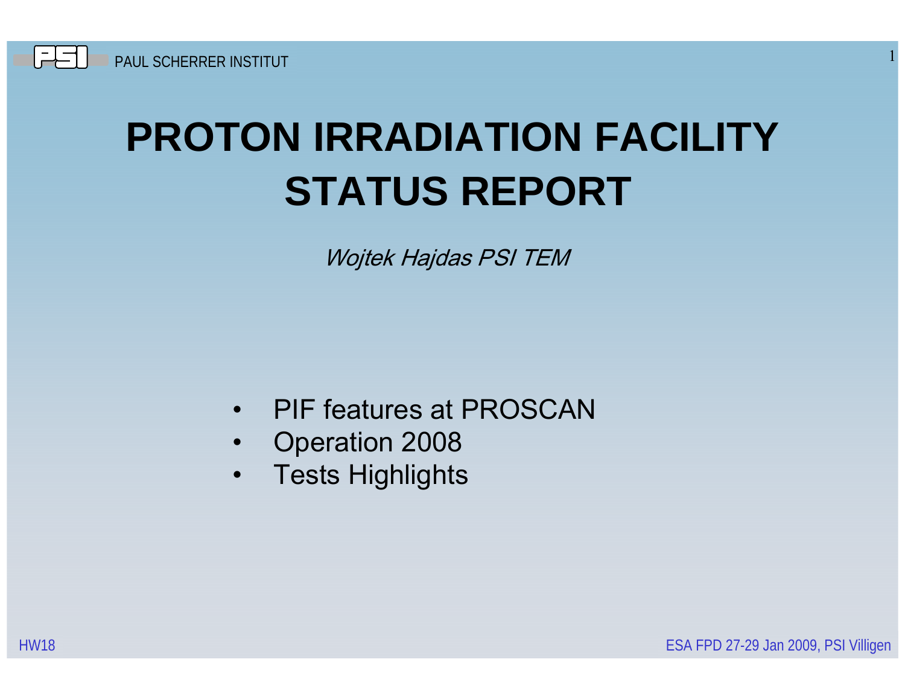# PROTON IRRADIATION FACILITY STATUS REPORT

*Wojtek Hajdas PSI TEM*

- PIF features at PROSCAN
- Operation 2008
- Tests Highlights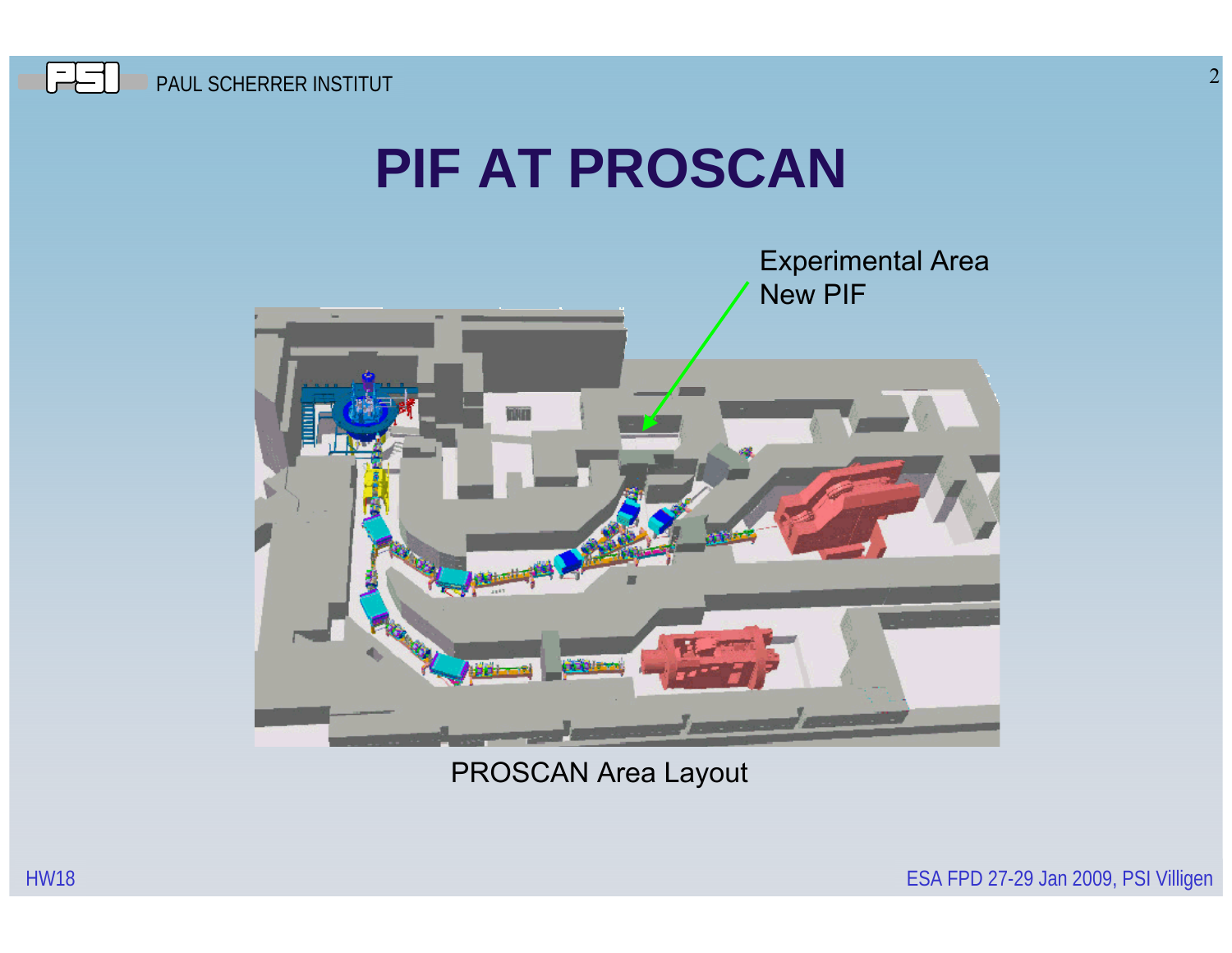# PIF AT PROSCAN

Experimental Area
New PIF

PROSCAN Area Layout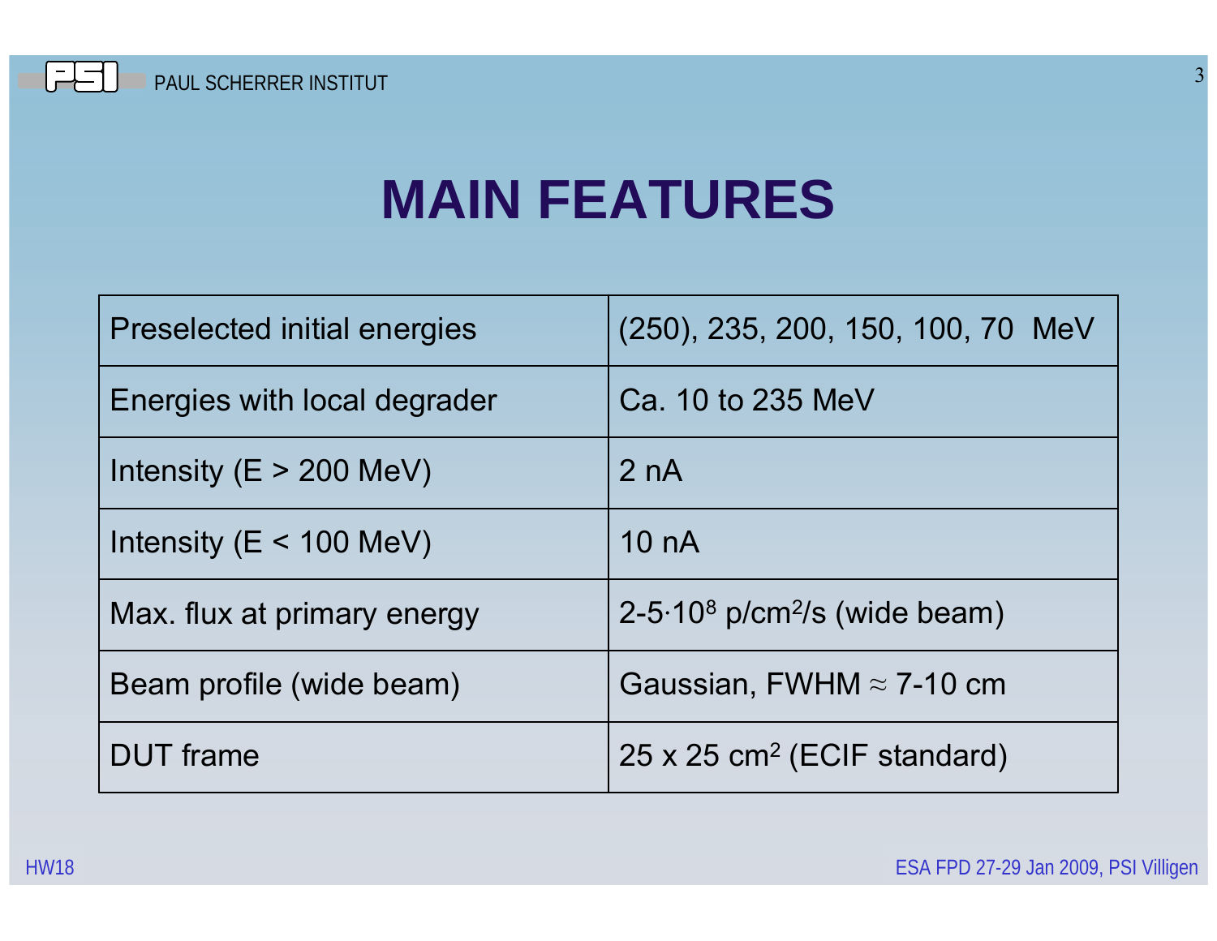# MAIN FEATURES

| Preselected initial energies | (250), 235, 200, 150, 100, 70 MeV |
|---|---|
| Energies with local degrader | Ca. 10 to 235 MeV |
| Intensity (E > 200 MeV) | 2 nA |
| Intensity (E < 100 MeV) | 10 nA |
| Max. flux at primary energy | $2\text{-}5 \cdot 10^8$ p/cm$^2$/s (wide beam) |
| Beam profile (wide beam) | Gaussian, FWHM $\approx$ 7-10 cm |
| DUT frame | 25 x 25 cm$^2$ (ECIF standard) |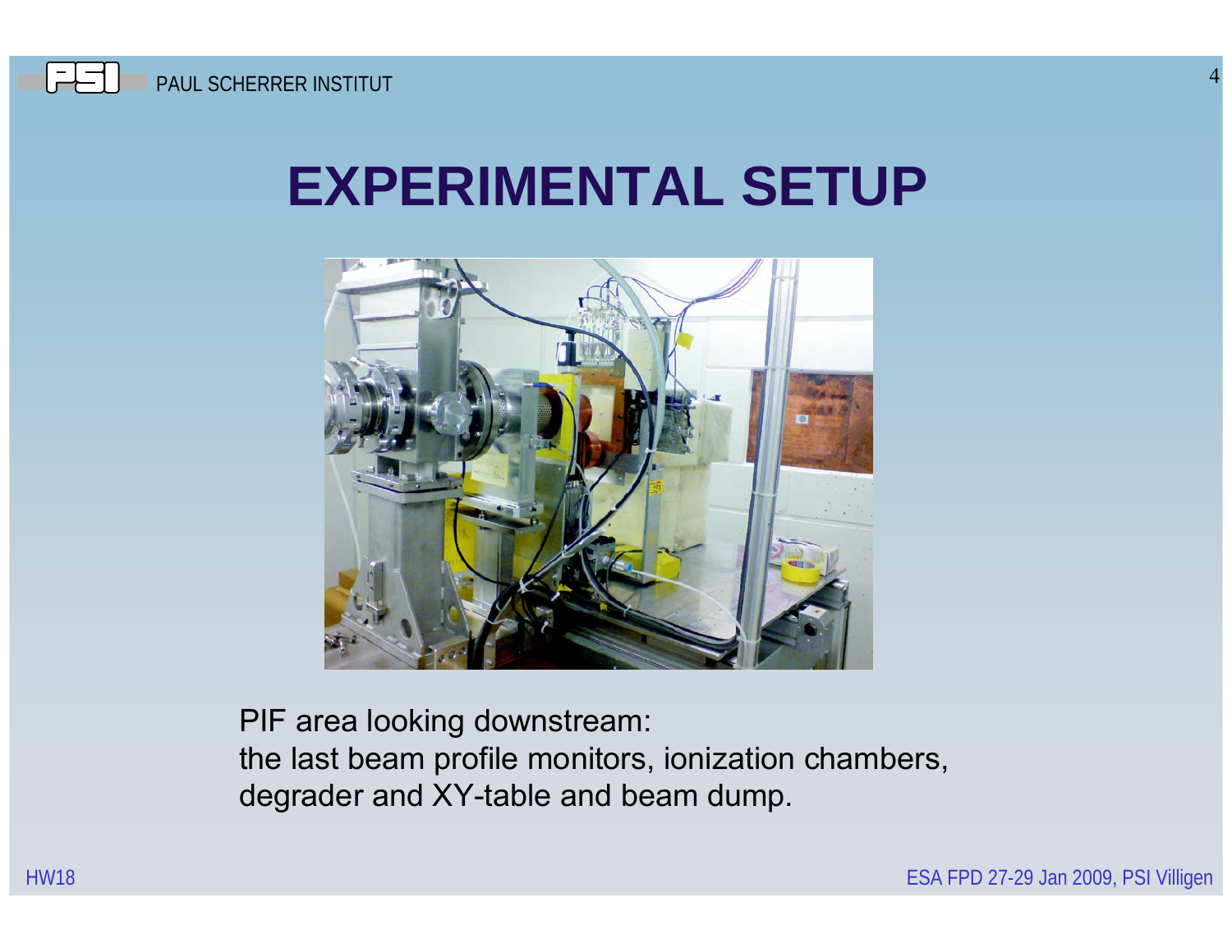# EXPERIMENTAL SETUP

PIF area looking downstream:
the last beam profile monitors, ionization chambers, degrader and XY-table and beam dump.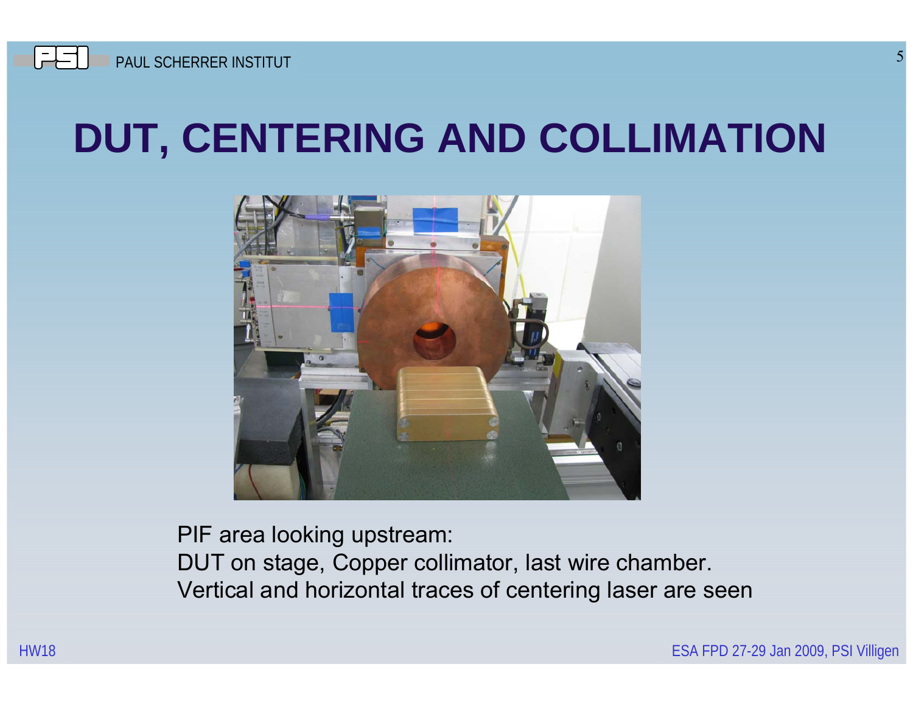# DUT, CENTERING AND COLLIMATION

PIF area looking upstream:
DUT on stage, Copper collimator, last wire chamber.
Vertical and horizontal traces of centering laser are seen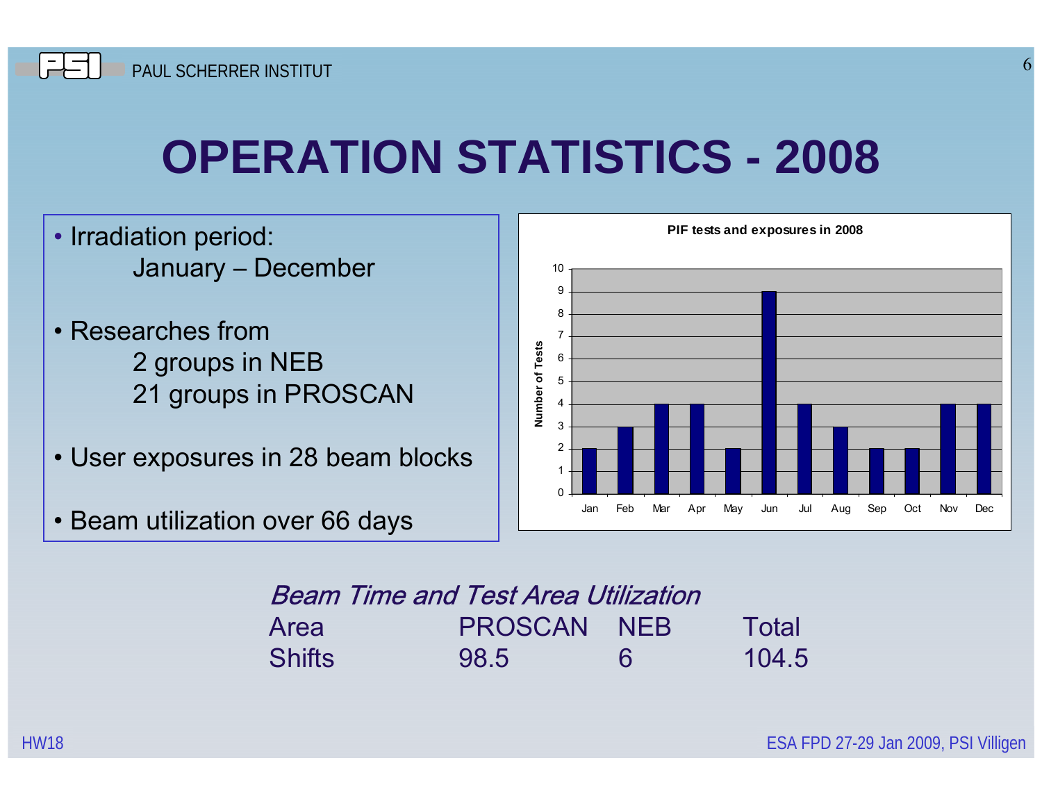# OPERATION STATISTICS - 2008

- Irradiation period:
  January – December
- Researches from
  2 groups in NEB
  21 groups in PROSCAN
- User exposures in 28 beam blocks
- Beam utilization over 66 days

**PIF tests and exposures in 2008**

| Month | Jan | Feb | Mar | Apr | May | Jun | Jul | Aug | Sep | Oct | Nov | Dec |
|---|---|---|---|---|---|---|---|---|---|---|---|---|
| Number of Tests | 2 | 3 | 4 | 4 | 2 | 9 | 4 | 3 | 2 | 2 | 4 | 4 |

*Beam Time and Test Area Utilization*

| Area | PROSCAN | NEB | Total |
|---|---|---|---|
| Shifts | 98.5 | 6 | 104.5 |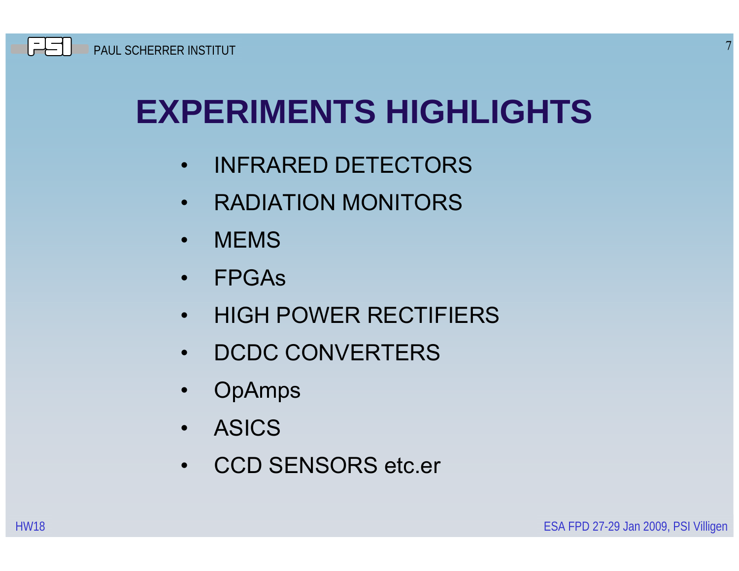# EXPERIMENTS HIGHLIGHTS

- INFRARED DETECTORS
- RADIATION MONITORS
- MEMS
- FPGAs
- HIGH POWER RECTIFIERS
- DCDC CONVERTERS
- OpAmps
- ASICS
- CCD SENSORS etc.er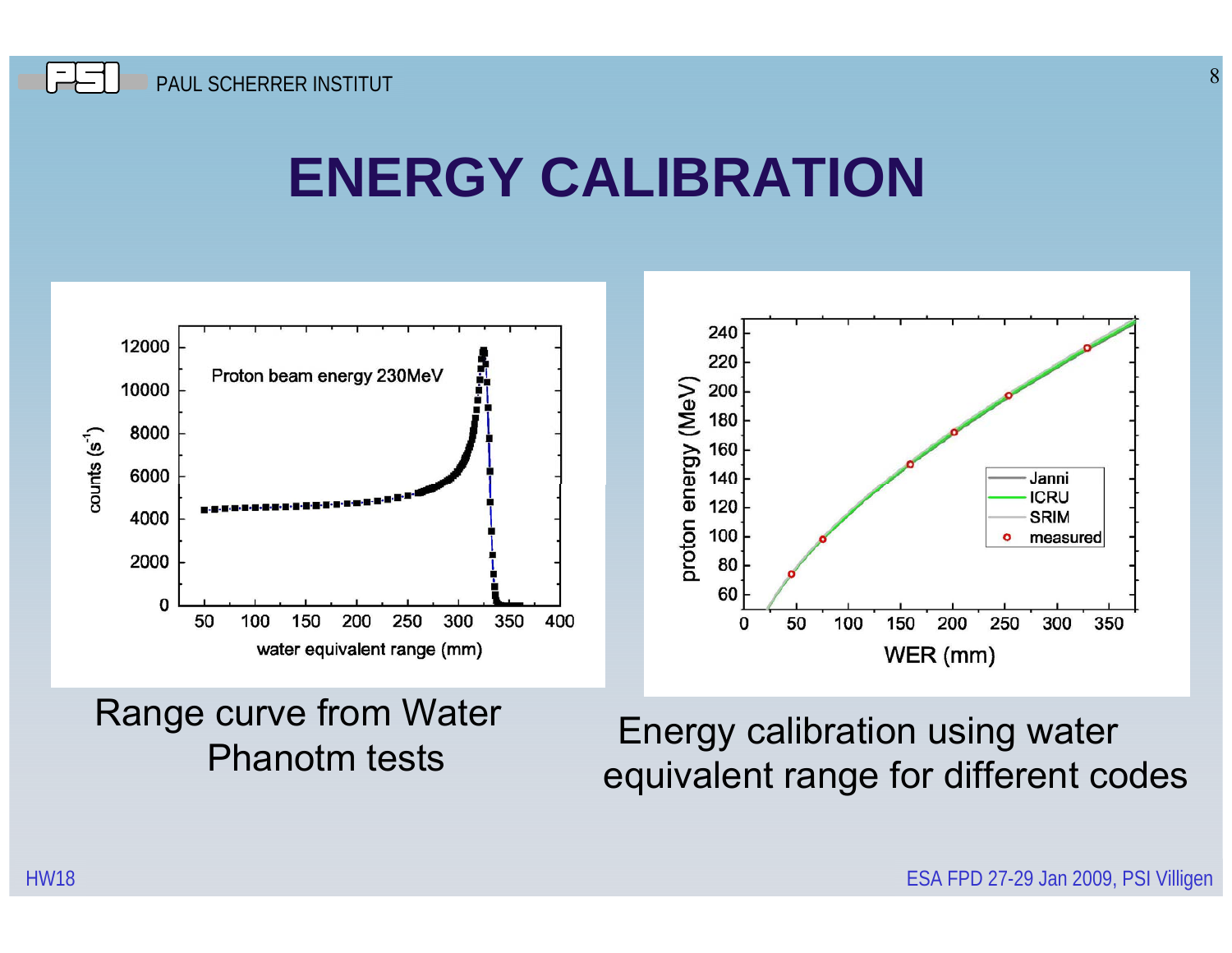# ENERGY CALIBRATION

Range curve from Water Phanotm tests

Energy calibration using water equivalent range for different codes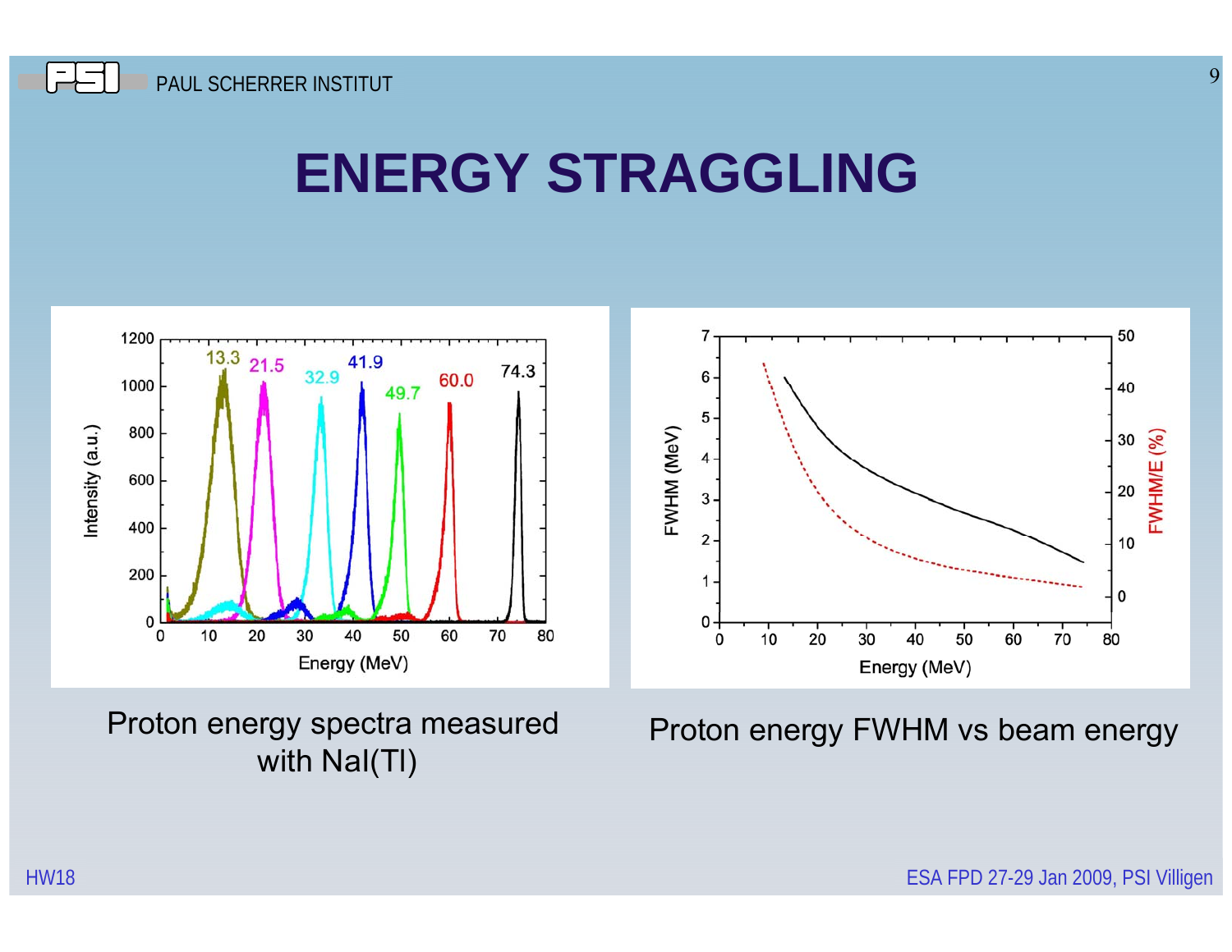# ENERGY STRAGGLING

Proton energy spectra measured with NaI(Tl)

Proton energy FWHM vs beam energy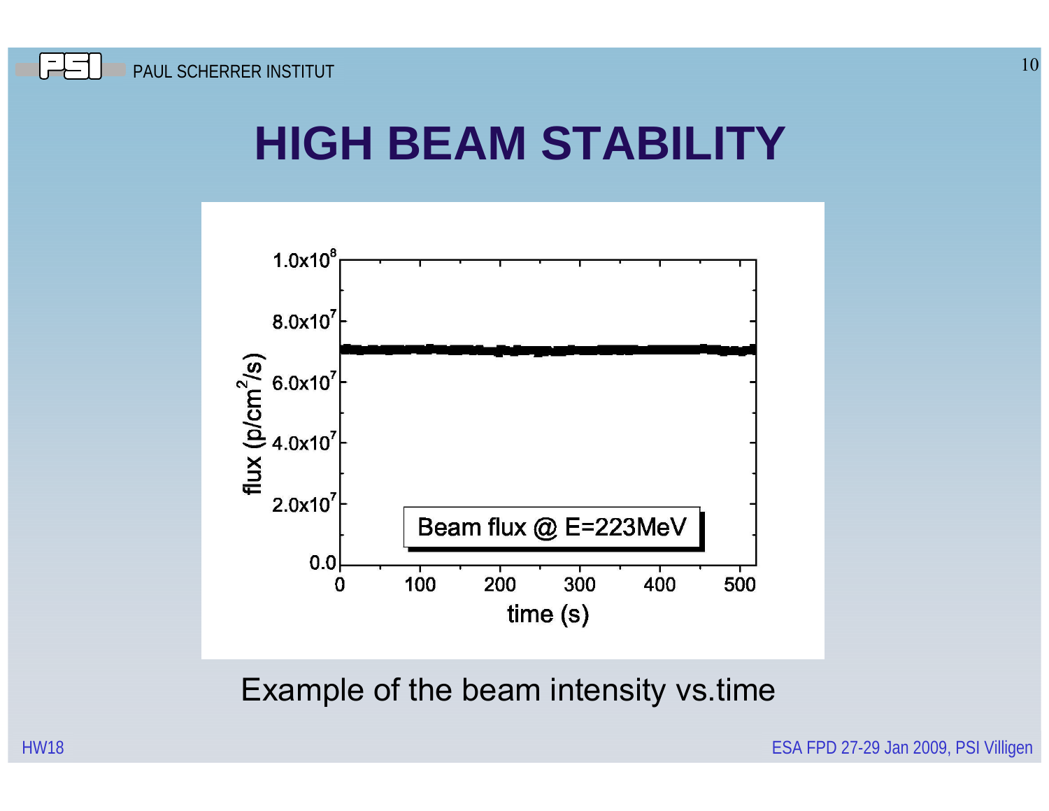# HIGH BEAM STABILITY

Example of the beam intensity vs.time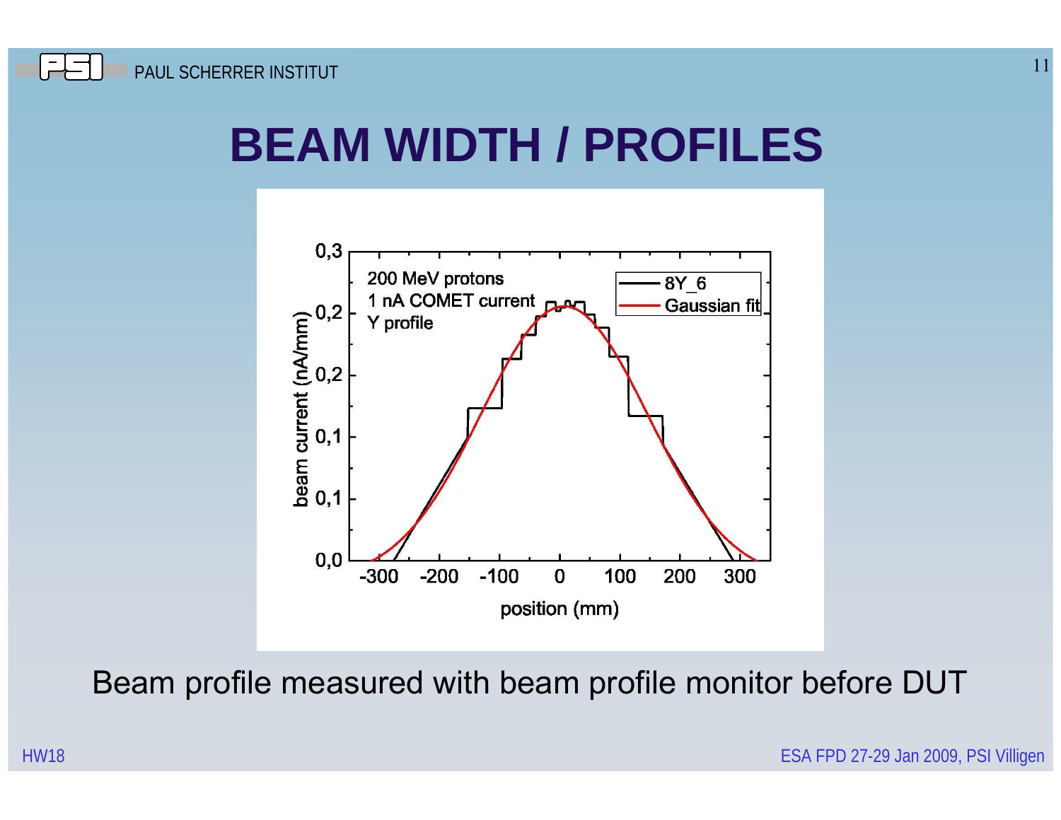# BEAM WIDTH / PROFILES

200 MeV protons
1 nA COMET current
Y profile

Legend: 8Y_6, Gaussian fit

Y-axis: beam current (nA/mm) — 0,0; 0,1; 0,1; 0,2; 0,2; 0,3

X-axis: position (mm) — -300, -200, -100, 0, 100, 200, 300

Beam profile measured with beam profile monitor before DUT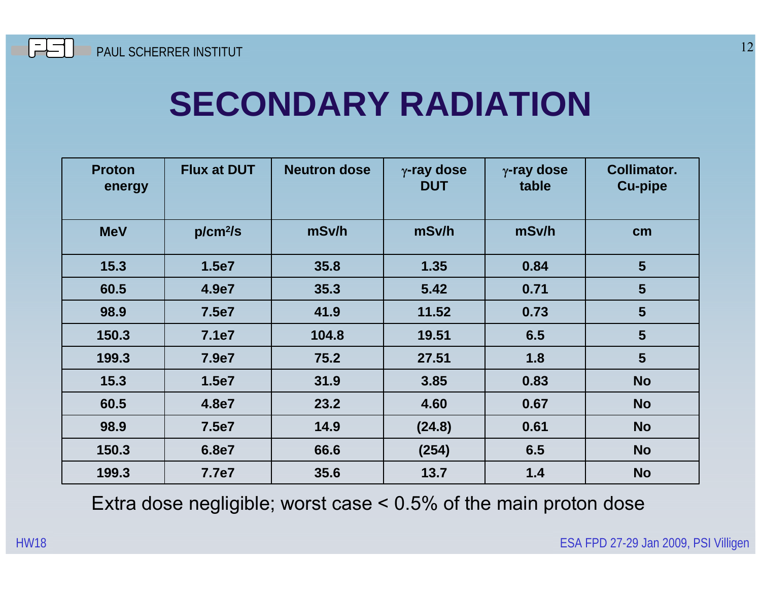# SECONDARY RADIATION

| Proton energy | Flux at DUT | Neutron dose | $\gamma$-ray dose DUT | $\gamma$-ray dose table | Collimator. Cu-pipe |
|---|---|---|---|---|---|
| MeV | p/cm$^2$/s | mSv/h | mSv/h | mSv/h | cm |
| 15.3 | 1.5e7 | 35.8 | 1.35 | 0.84 | 5 |
| 60.5 | 4.9e7 | 35.3 | 5.42 | 0.71 | 5 |
| 98.9 | 7.5e7 | 41.9 | 11.52 | 0.73 | 5 |
| 150.3 | 7.1e7 | 104.8 | 19.51 | 6.5 | 5 |
| 199.3 | 7.9e7 | 75.2 | 27.51 | 1.8 | 5 |
| 15.3 | 1.5e7 | 31.9 | 3.85 | 0.83 | No |
| 60.5 | 4.8e7 | 23.2 | 4.60 | 0.67 | No |
| 98.9 | 7.5e7 | 14.9 | (24.8) | 0.61 | No |
| 150.3 | 6.8e7 | 66.6 | (254) | 6.5 | No |
| 199.3 | 7.7e7 | 35.6 | 13.7 | 1.4 | No |

Extra dose negligible; worst case < 0.5% of the main proton dose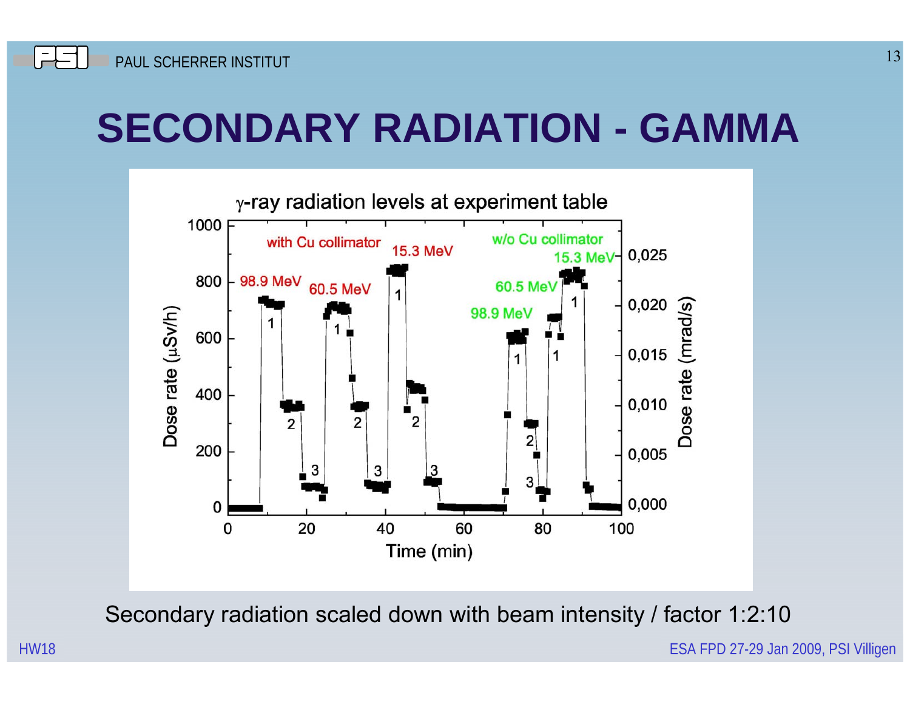# SECONDARY RADIATION - GAMMA

γ-ray radiation levels at experiment table

Secondary radiation scaled down with beam intensity / factor 1:2:10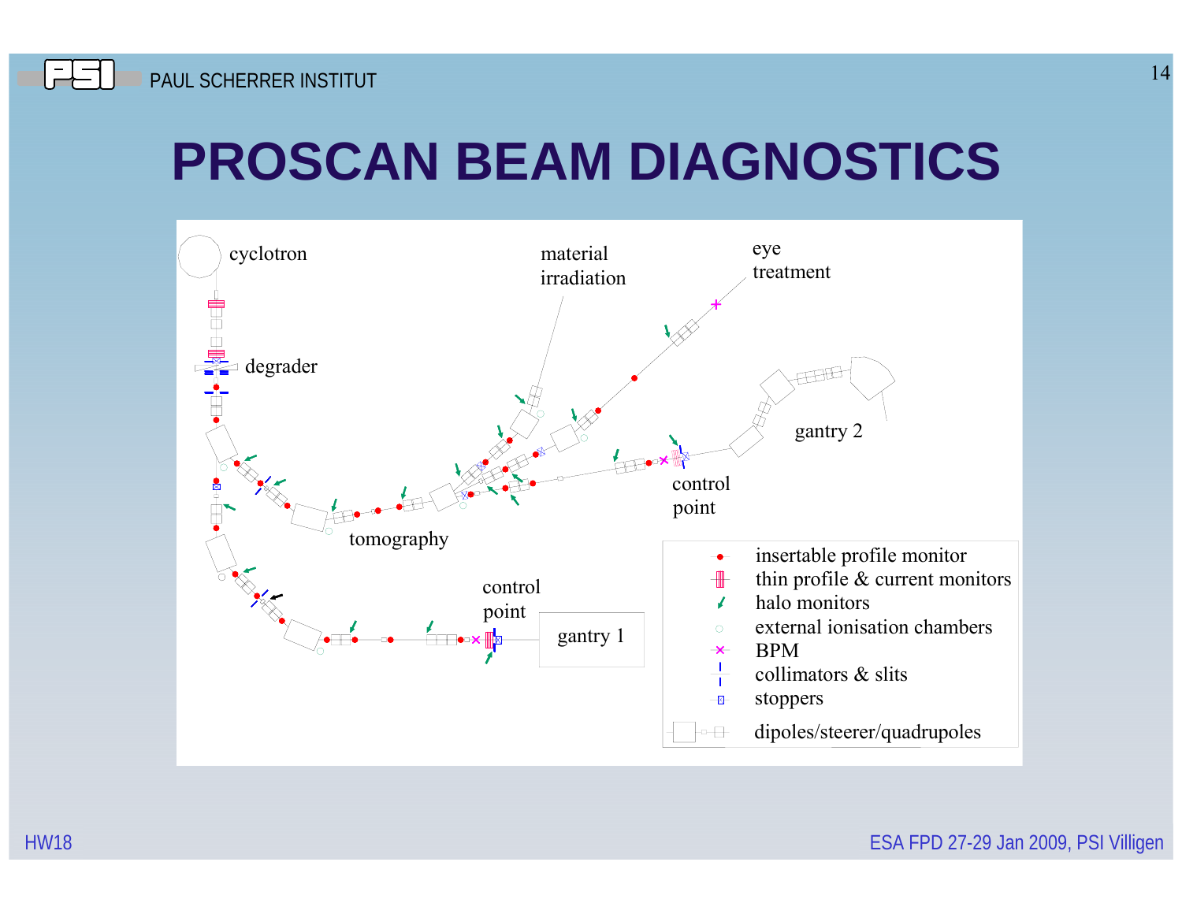# PROSCAN BEAM DIAGNOSTICS

cyclotron

degrader

material irradiation

eye treatment

gantry 2

control point

tomography

control point

gantry 1

- insertable profile monitor
- thin profile & current monitors
- halo monitors
- external ionisation chambers
- BPM
- collimators & slits
- stoppers
- dipoles/steerer/quadrupoles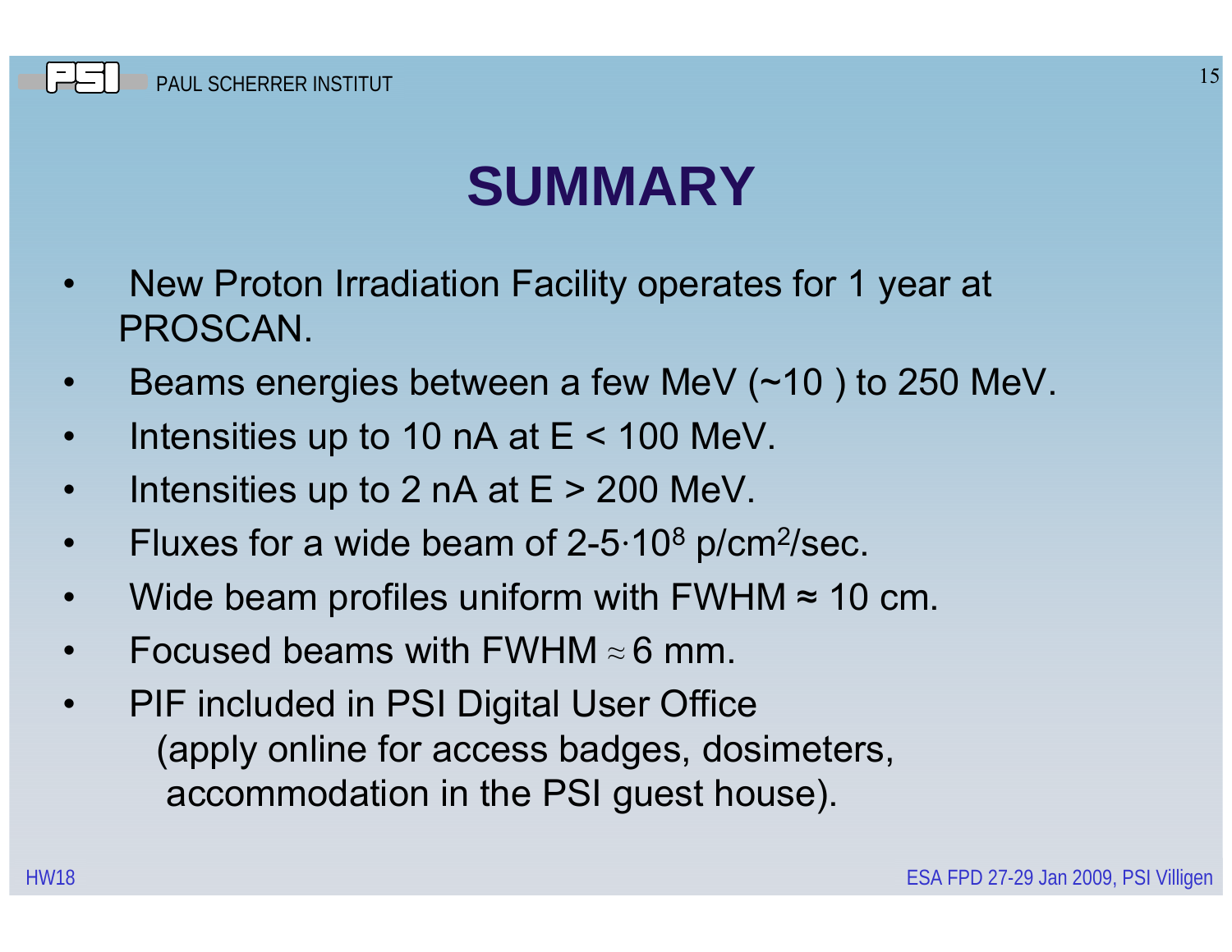# SUMMARY

- New Proton Irradiation Facility operates for 1 year at PROSCAN.
- Beams energies between a few MeV (~10 ) to 250 MeV.
- Intensities up to 10 nA at E < 100 MeV.
- Intensities up to 2 nA at E > 200 MeV.
- Fluxes for a wide beam of $2\text{-}5\cdot10^8$ p/cm$^2$/sec.
- Wide beam profiles uniform with FWHM ≈ 10 cm.
- Focused beams with FWHM ≈ 6 mm.
- PIF included in PSI Digital User Office
  (apply online for access badges, dosimeters,
  accommodation in the PSI guest house).